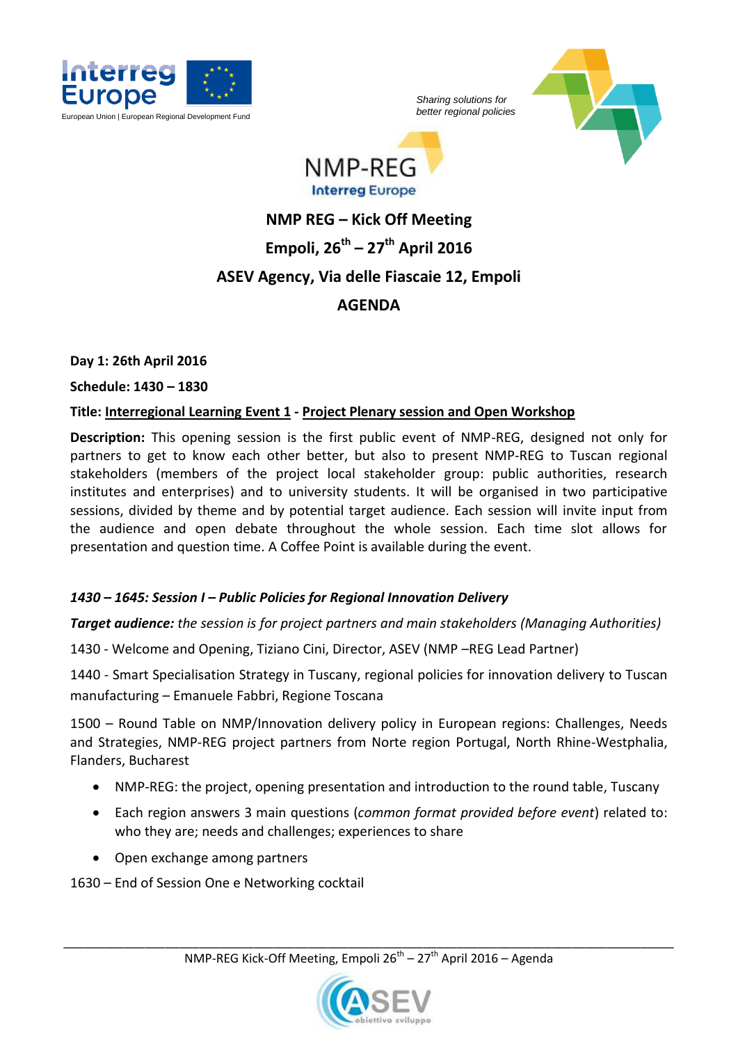Sharing solutions for better regional policies

# NMP REG – Kick Off Meeting

## Empoli, 26th – 27th April 2016

## ASEV Agency, Via delle Fiascaie 12, Empoli

## AGENDA

**Day 1: 26th April 2016**

**Schedule: 1430 – 1830**

**Title: Interregional Learning Event 1 - Project Plenary session and Open Workshop**

**Description:** This opening session is the first public event of NMP-REG, designed not only for partners to get to know each other better, but also to present NMP-REG to Tuscan regional stakeholders (members of the project local stakeholder group: public authorities, research institutes and enterprises) and to university students. It will be organised in two participative sessions, divided by theme and by potential target audience. Each session will invite input from the audience and open debate throughout the whole session. Each time slot allows for presentation and question time. A Coffee Point is available during the event.

***1430 – 1645: Session I – Public Policies for Regional Innovation Delivery***

***Target audience:*** *the session is for project partners and main stakeholders (Managing Authorities)*

1430 - Welcome and Opening, Tiziano Cini, Director, ASEV (NMP –REG Lead Partner)

1440 - Smart Specialisation Strategy in Tuscany, regional policies for innovation delivery to Tuscan manufacturing – Emanuele Fabbri, Regione Toscana

1500 – Round Table on NMP/Innovation delivery policy in European regions: Challenges, Needs and Strategies, NMP-REG project partners from Norte region Portugal, North Rhine-Westphalia, Flanders, Bucharest

- NMP-REG: the project, opening presentation and introduction to the round table, Tuscany
- Each region answers 3 main questions (*common format provided before event*) related to: who they are; needs and challenges; experiences to share
- Open exchange among partners

1630 – End of Session One e Networking cocktail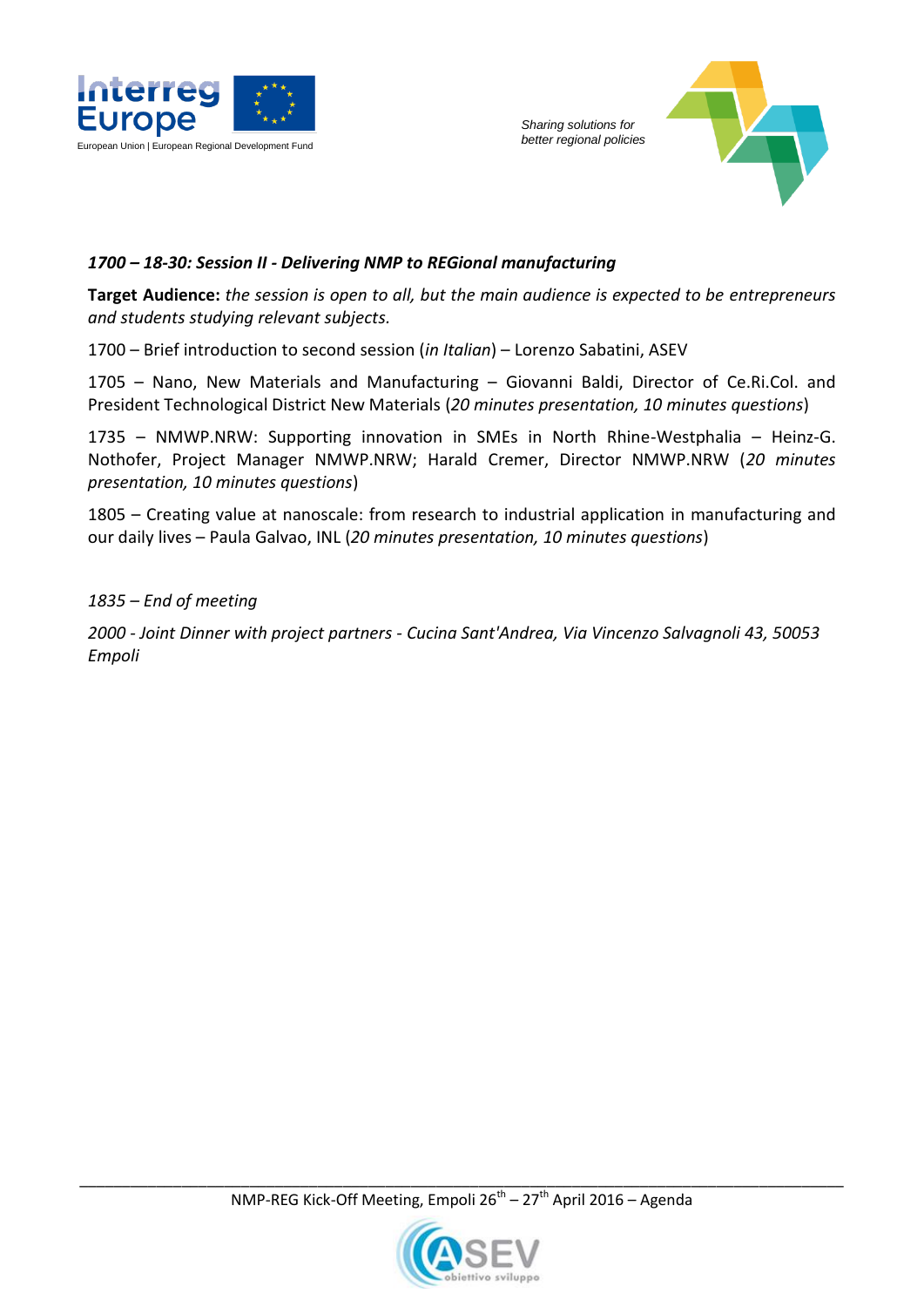*1700 – 18-30: Session II - Delivering NMP to REGional manufacturing*

**Target Audience:** *the session is open to all, but the main audience is expected to be entrepreneurs and students studying relevant subjects.*

1700 – Brief introduction to second session (*in Italian*) – Lorenzo Sabatini, ASEV

1705 – Nano, New Materials and Manufacturing – Giovanni Baldi, Director of Ce.Ri.Col. and President Technological District New Materials (*20 minutes presentation, 10 minutes questions*)

1735 – NMWP.NRW: Supporting innovation in SMEs in North Rhine-Westphalia – Heinz-G. Nothofer, Project Manager NMWP.NRW; Harald Cremer, Director NMWP.NRW (*20 minutes presentation, 10 minutes questions*)

1805 – Creating value at nanoscale: from research to industrial application in manufacturing and our daily lives – Paula Galvao, INL (*20 minutes presentation, 10 minutes questions*)

*1835 – End of meeting*

*2000 - Joint Dinner with project partners - Cucina Sant'Andrea, Via Vincenzo Salvagnoli 43, 50053 Empoli*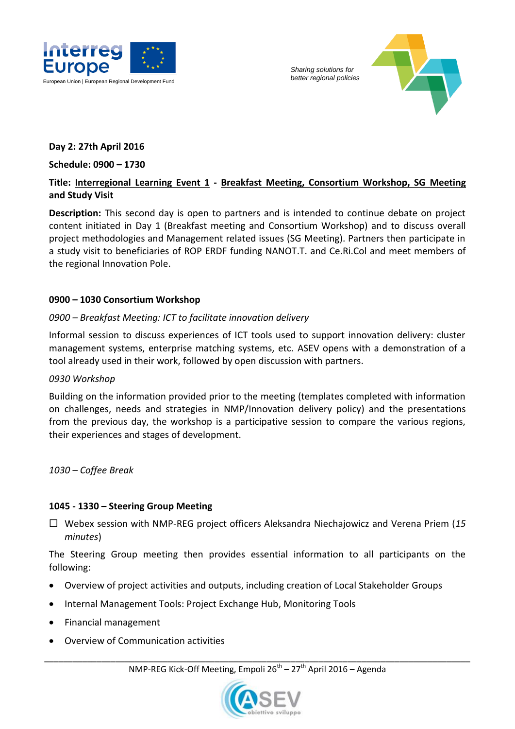**Day 2: 27th April 2016**

**Schedule: 0900 – 1730**

**Title: Interregional Learning Event 1 - Breakfast Meeting, Consortium Workshop, SG Meeting and Study Visit**

**Description:** This second day is open to partners and is intended to continue debate on project content initiated in Day 1 (Breakfast meeting and Consortium Workshop) and to discuss overall project methodologies and Management related issues (SG Meeting). Partners then participate in a study visit to beneficiaries of ROP ERDF funding NANOT.T. and Ce.Ri.Col and meet members of the regional Innovation Pole.

**0900 – 1030 Consortium Workshop**

*0900 – Breakfast Meeting: ICT to facilitate innovation delivery*

Informal session to discuss experiences of ICT tools used to support innovation delivery: cluster management systems, enterprise matching systems, etc. ASEV opens with a demonstration of a tool already used in their work, followed by open discussion with partners.

*0930 Workshop*

Building on the information provided prior to the meeting (templates completed with information on challenges, needs and strategies in NMP/Innovation delivery policy) and the presentations from the previous day, the workshop is a participative session to compare the various regions, their experiences and stages of development.

*1030 – Coffee Break*

**1045 - 1330 – Steering Group Meeting**

- ☐ Webex session with NMP-REG project officers Aleksandra Niechajowicz and Verena Priem (*15 minutes*)

The Steering Group meeting then provides essential information to all participants on the following:

- Overview of project activities and outputs, including creation of Local Stakeholder Groups
- Internal Management Tools: Project Exchange Hub, Monitoring Tools
- Financial management
- Overview of Communication activities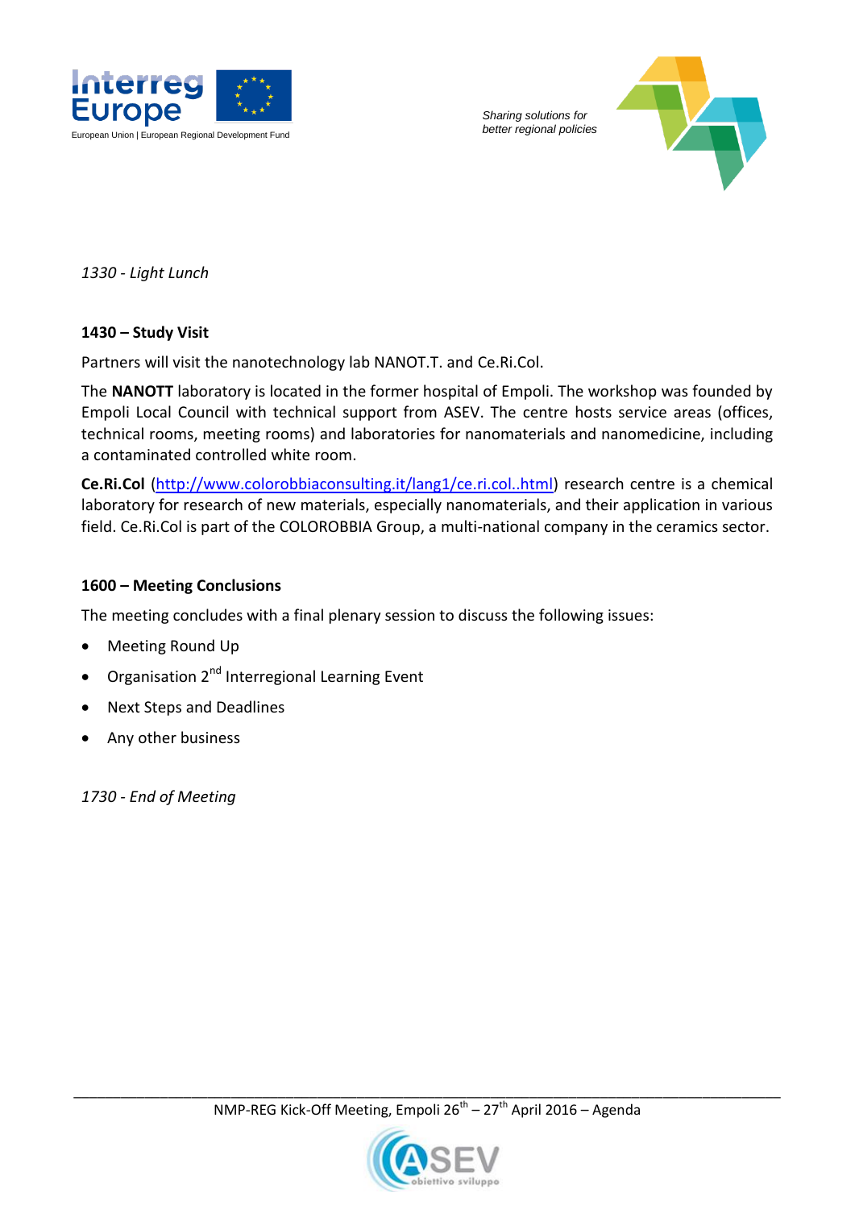*1330 - Light Lunch*

**1430 – Study Visit**

Partners will visit the nanotechnology lab NANOT.T. and Ce.Ri.Col.

The **NANOTT** laboratory is located in the former hospital of Empoli. The workshop was founded by Empoli Local Council with technical support from ASEV. The centre hosts service areas (offices, technical rooms, meeting rooms) and laboratories for nanomaterials and nanomedicine, including a contaminated controlled white room.

**Ce.Ri.Col** (http://www.colorobbiaconsulting.it/lang1/ce.ri.col..html) research centre is a chemical laboratory for research of new materials, especially nanomaterials, and their application in various field. Ce.Ri.Col is part of the COLOROBBIA Group, a multi-national company in the ceramics sector.

**1600 – Meeting Conclusions**

The meeting concludes with a final plenary session to discuss the following issues:

- Meeting Round Up
- Organisation 2nd Interregional Learning Event
- Next Steps and Deadlines
- Any other business

*1730 - End of Meeting*